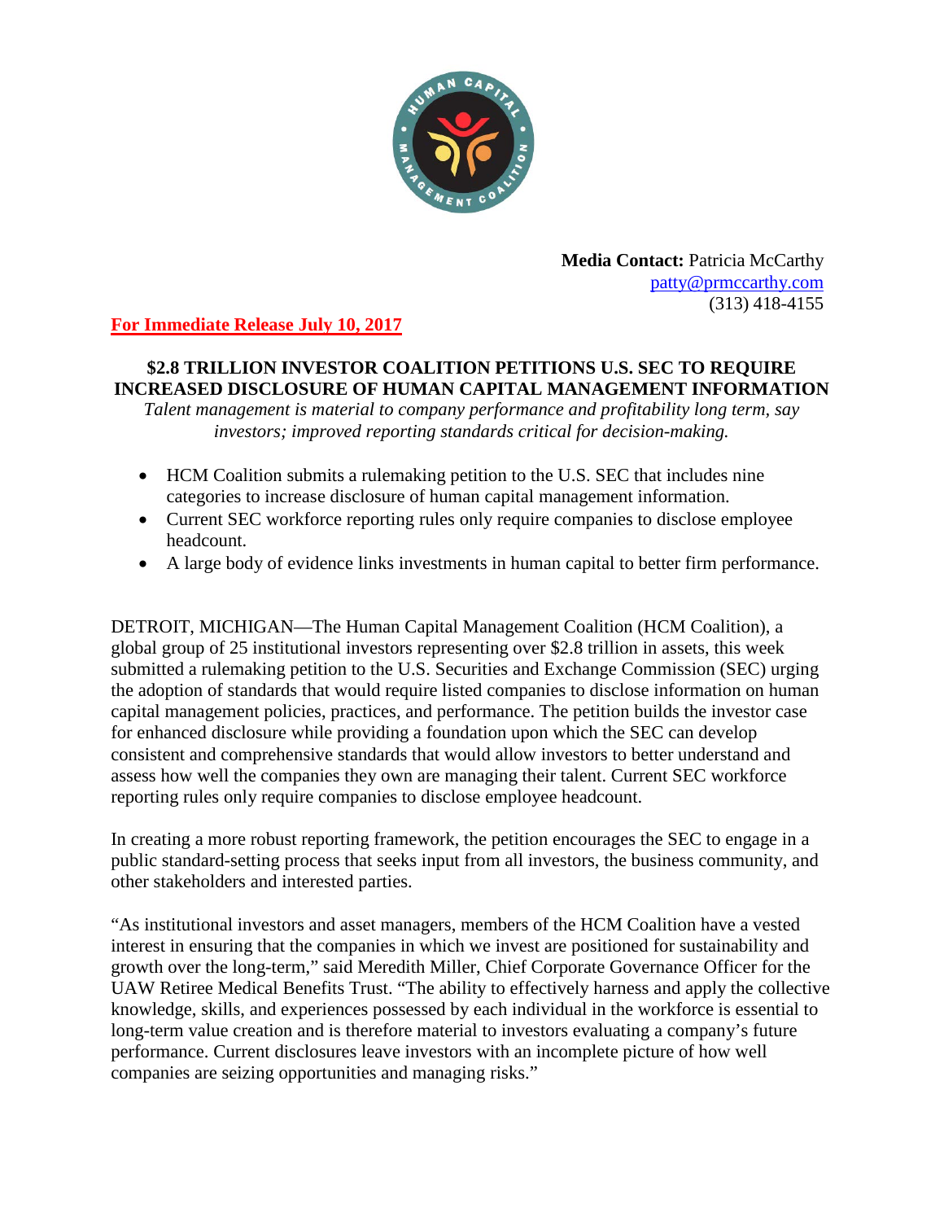**Media Contact:** Patricia McCarthy
patty@prmccarthy.com
(313) 418-4155

**For Immediate Release July 10, 2017**

# $2.8 TRILLION INVESTOR COALITION PETITIONS U.S. SEC TO REQUIRE INCREASED DISCLOSURE OF HUMAN CAPITAL MANAGEMENT INFORMATION

*Talent management is material to company performance and profitability long term, say investors; improved reporting standards critical for decision-making.*

- HCM Coalition submits a rulemaking petition to the U.S. SEC that includes nine categories to increase disclosure of human capital management information.
- Current SEC workforce reporting rules only require companies to disclose employee headcount.
- A large body of evidence links investments in human capital to better firm performance.

DETROIT, MICHIGAN—The Human Capital Management Coalition (HCM Coalition), a global group of 25 institutional investors representing over $2.8 trillion in assets, this week submitted a rulemaking petition to the U.S. Securities and Exchange Commission (SEC) urging the adoption of standards that would require listed companies to disclose information on human capital management policies, practices, and performance. The petition builds the investor case for enhanced disclosure while providing a foundation upon which the SEC can develop consistent and comprehensive standards that would allow investors to better understand and assess how well the companies they own are managing their talent. Current SEC workforce reporting rules only require companies to disclose employee headcount.

In creating a more robust reporting framework, the petition encourages the SEC to engage in a public standard-setting process that seeks input from all investors, the business community, and other stakeholders and interested parties.

"As institutional investors and asset managers, members of the HCM Coalition have a vested interest in ensuring that the companies in which we invest are positioned for sustainability and growth over the long-term," said Meredith Miller, Chief Corporate Governance Officer for the UAW Retiree Medical Benefits Trust. "The ability to effectively harness and apply the collective knowledge, skills, and experiences possessed by each individual in the workforce is essential to long-term value creation and is therefore material to investors evaluating a company's future performance. Current disclosures leave investors with an incomplete picture of how well companies are seizing opportunities and managing risks."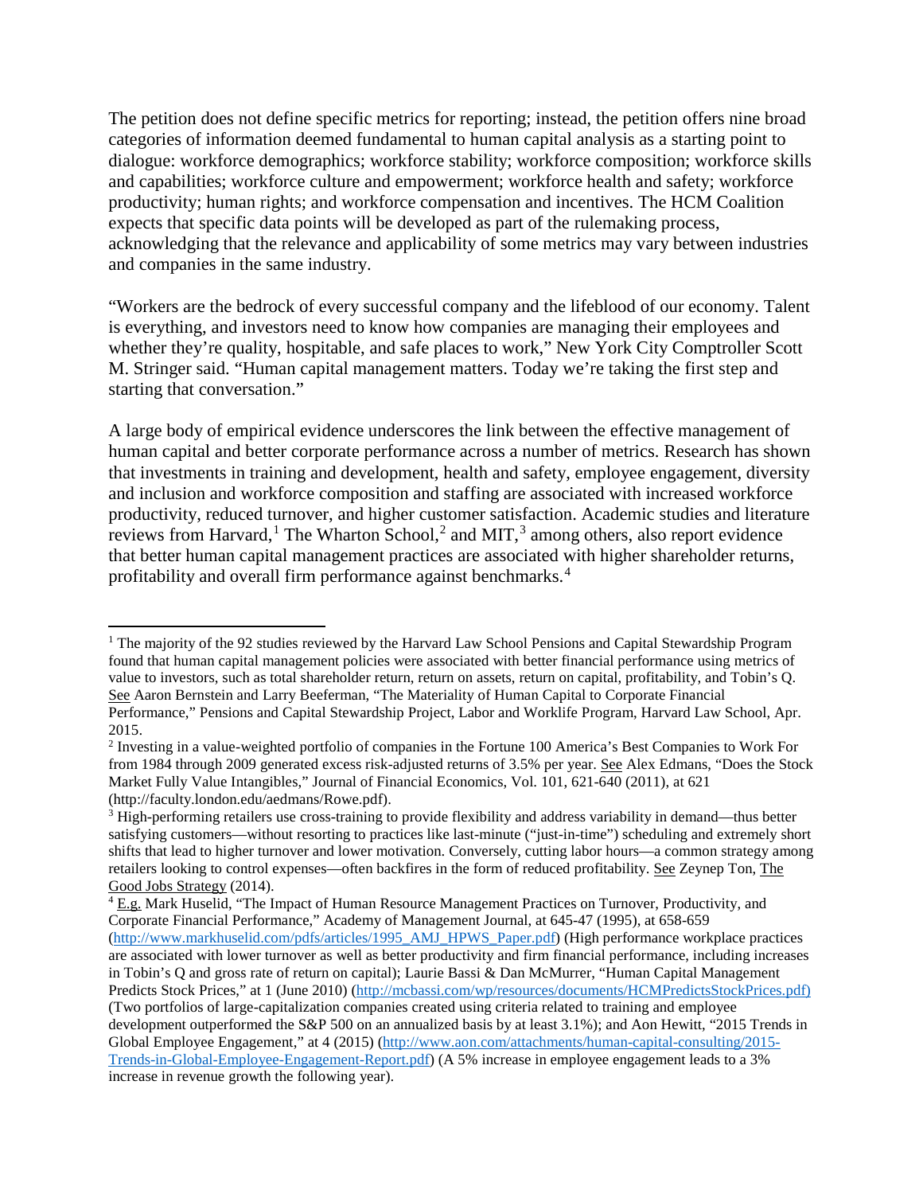The petition does not define specific metrics for reporting; instead, the petition offers nine broad categories of information deemed fundamental to human capital analysis as a starting point to dialogue: workforce demographics; workforce stability; workforce composition; workforce skills and capabilities; workforce culture and empowerment; workforce health and safety; workforce productivity; human rights; and workforce compensation and incentives. The HCM Coalition expects that specific data points will be developed as part of the rulemaking process, acknowledging that the relevance and applicability of some metrics may vary between industries and companies in the same industry.

"Workers are the bedrock of every successful company and the lifeblood of our economy. Talent is everything, and investors need to know how companies are managing their employees and whether they're quality, hospitable, and safe places to work," New York City Comptroller Scott M. Stringer said. "Human capital management matters. Today we're taking the first step and starting that conversation."

A large body of empirical evidence underscores the link between the effective management of human capital and better corporate performance across a number of metrics. Research has shown that investments in training and development, health and safety, employee engagement, diversity and inclusion and workforce composition and staffing are associated with increased workforce productivity, reduced turnover, and higher customer satisfaction. Academic studies and literature reviews from Harvard,[1] The Wharton School,[2] and MIT,[3] among others, also report evidence that better human capital management practices are associated with higher shareholder returns, profitability and overall firm performance against benchmarks.[4]

---

[1] The majority of the 92 studies reviewed by the Harvard Law School Pensions and Capital Stewardship Program found that human capital management policies were associated with better financial performance using metrics of value to investors, such as total shareholder return, return on assets, return on capital, profitability, and Tobin's Q. See Aaron Bernstein and Larry Beeferman, "The Materiality of Human Capital to Corporate Financial Performance," Pensions and Capital Stewardship Project, Labor and Worklife Program, Harvard Law School, Apr. 2015.

[2] Investing in a value-weighted portfolio of companies in the Fortune 100 America's Best Companies to Work For from 1984 through 2009 generated excess risk-adjusted returns of 3.5% per year. See Alex Edmans, "Does the Stock Market Fully Value Intangibles," Journal of Financial Economics, Vol. 101, 621-640 (2011), at 621 (http://faculty.london.edu/aedmans/Rowe.pdf).

[3] High-performing retailers use cross-training to provide flexibility and address variability in demand—thus better satisfying customers—without resorting to practices like last-minute ("just-in-time") scheduling and extremely short shifts that lead to higher turnover and lower motivation. Conversely, cutting labor hours—a common strategy among retailers looking to control expenses—often backfires in the form of reduced profitability. See Zeynep Ton, The Good Jobs Strategy (2014).

[4] E.g. Mark Huselid, "The Impact of Human Resource Management Practices on Turnover, Productivity, and Corporate Financial Performance," Academy of Management Journal, at 645-47 (1995), at 658-659 (http://www.markhuselid.com/pdfs/articles/1995_AMJ_HPWS_Paper.pdf) (High performance workplace practices are associated with lower turnover as well as better productivity and firm financial performance, including increases in Tobin's Q and gross rate of return on capital); Laurie Bassi & Dan McMurrer, "Human Capital Management Predicts Stock Prices," at 1 (June 2010) (http://mcbassi.com/wp/resources/documents/HCMPredictsStockPrices.pdf) (Two portfolios of large-capitalization companies created using criteria related to training and employee development outperformed the S&P 500 on an annualized basis by at least 3.1%); and Aon Hewitt, "2015 Trends in Global Employee Engagement," at 4 (2015) (http://www.aon.com/attachments/human-capital-consulting/2015-Trends-in-Global-Employee-Engagement-Report.pdf) (A 5% increase in employee engagement leads to a 3% increase in revenue growth the following year).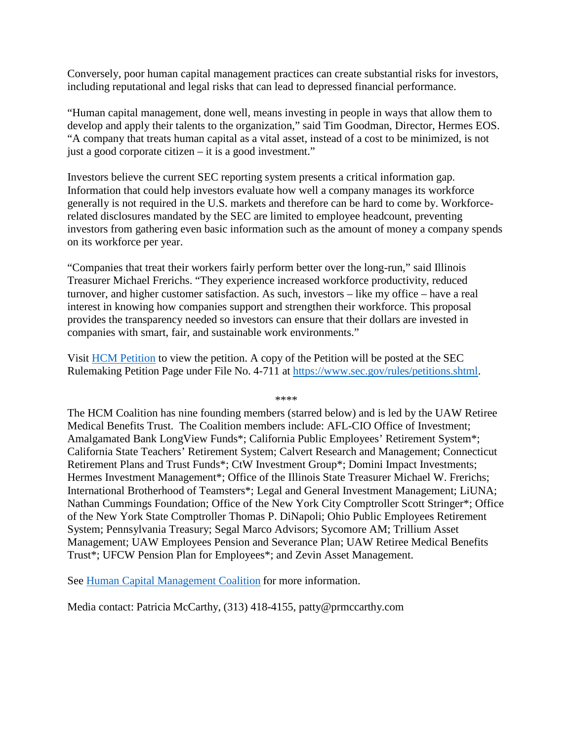Conversely, poor human capital management practices can create substantial risks for investors, including reputational and legal risks that can lead to depressed financial performance.

"Human capital management, done well, means investing in people in ways that allow them to develop and apply their talents to the organization," said Tim Goodman, Director, Hermes EOS. "A company that treats human capital as a vital asset, instead of a cost to be minimized, is not just a good corporate citizen – it is a good investment."

Investors believe the current SEC reporting system presents a critical information gap. Information that could help investors evaluate how well a company manages its workforce generally is not required in the U.S. markets and therefore can be hard to come by. Workforce-related disclosures mandated by the SEC are limited to employee headcount, preventing investors from gathering even basic information such as the amount of money a company spends on its workforce per year.

"Companies that treat their workers fairly perform better over the long-run," said Illinois Treasurer Michael Frerichs. "They experience increased workforce productivity, reduced turnover, and higher customer satisfaction. As such, investors – like my office – have a real interest in knowing how companies support and strengthen their workforce. This proposal provides the transparency needed so investors can ensure that their dollars are invested in companies with smart, fair, and sustainable work environments."

Visit [HCM Petition](#) to view the petition. A copy of the Petition will be posted at the SEC Rulemaking Petition Page under File No. 4-711 at [https://www.sec.gov/rules/petitions.shtml](https://www.sec.gov/rules/petitions.shtml).

\*\*\*\*

The HCM Coalition has nine founding members (starred below) and is led by the UAW Retiree Medical Benefits Trust. The Coalition members include: AFL-CIO Office of Investment; Amalgamated Bank LongView Funds*; California Public Employees' Retirement System*; California State Teachers' Retirement System; Calvert Research and Management; Connecticut Retirement Plans and Trust Funds*; CtW Investment Group*; Domini Impact Investments; Hermes Investment Management*; Office of the Illinois State Treasurer Michael W. Frerichs; International Brotherhood of Teamsters*; Legal and General Investment Management; LiUNA; Nathan Cummings Foundation; Office of the New York City Comptroller Scott Stringer*; Office of the New York State Comptroller Thomas P. DiNapoli; Ohio Public Employees Retirement System; Pennsylvania Treasury; Segal Marco Advisors; Sycomore AM; Trillium Asset Management; UAW Employees Pension and Severance Plan; UAW Retiree Medical Benefits Trust*; UFCW Pension Plan for Employees*; and Zevin Asset Management.

See [Human Capital Management Coalition](#) for more information.

Media contact: Patricia McCarthy, (313) 418-4155, patty@prmccarthy.com